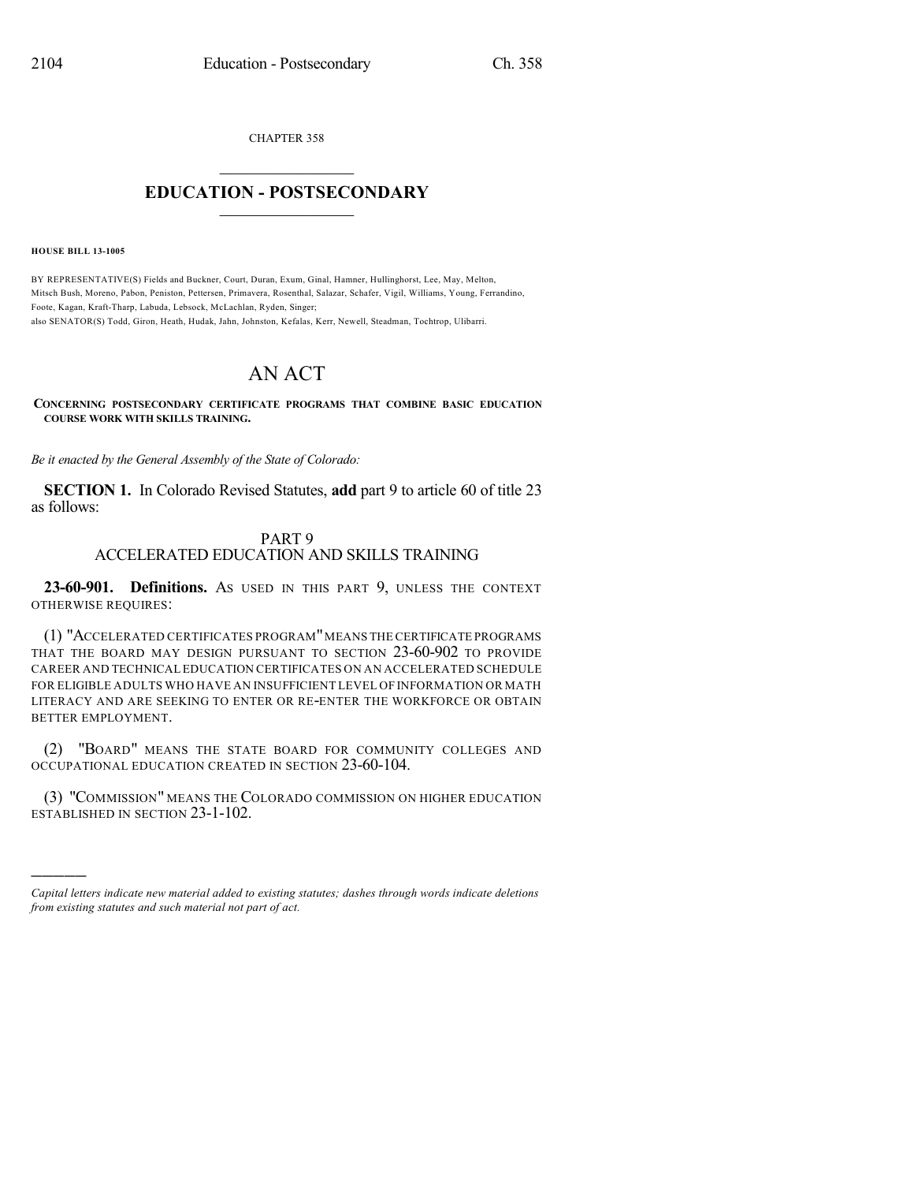CHAPTER 358

# EDUCATION - POSTSECONDARY

**HOUSE BILL 13-1005**

BY REPRESENTATIVE(S) Fields and Buckner, Court, Duran, Exum, Ginal, Hamner, Hullinghorst, Lee, May, Melton, Mitsch Bush, Moreno, Pabon, Peniston, Pettersen, Primavera, Rosenthal, Salazar, Schafer, Vigil, Williams, Young, Ferrandino, Foote, Kagan, Kraft-Tharp, Labuda, Lebsock, McLachlan, Ryden, Singer;
also SENATOR(S) Todd, Giron, Heath, Hudak, Jahn, Johnston, Kefalas, Kerr, Newell, Steadman, Tochtrop, Ulibarri.

# AN ACT

**CONCERNING POSTSECONDARY CERTIFICATE PROGRAMS THAT COMBINE BASIC EDUCATION COURSE WORK WITH SKILLS TRAINING.**

*Be it enacted by the General Assembly of the State of Colorado:*

**SECTION 1.** In Colorado Revised Statutes, **add** part 9 to article 60 of title 23 as follows:

## PART 9
## ACCELERATED EDUCATION AND SKILLS TRAINING

**23-60-901. Definitions.** AS USED IN THIS PART 9, UNLESS THE CONTEXT OTHERWISE REQUIRES:

(1) "ACCELERATED CERTIFICATES PROGRAM" MEANS THE CERTIFICATE PROGRAMS THAT THE BOARD MAY DESIGN PURSUANT TO SECTION 23-60-902 TO PROVIDE CAREER AND TECHNICAL EDUCATION CERTIFICATES ON AN ACCELERATED SCHEDULE FOR ELIGIBLE ADULTS WHO HAVE AN INSUFFICIENT LEVEL OF INFORMATION OR MATH LITERACY AND ARE SEEKING TO ENTER OR RE-ENTER THE WORKFORCE OR OBTAIN BETTER EMPLOYMENT.

(2) "BOARD" MEANS THE STATE BOARD FOR COMMUNITY COLLEGES AND OCCUPATIONAL EDUCATION CREATED IN SECTION 23-60-104.

(3) "COMMISSION" MEANS THE COLORADO COMMISSION ON HIGHER EDUCATION ESTABLISHED IN SECTION 23-1-102.

---

*Capital letters indicate new material added to existing statutes; dashes through words indicate deletions from existing statutes and such material not part of act.*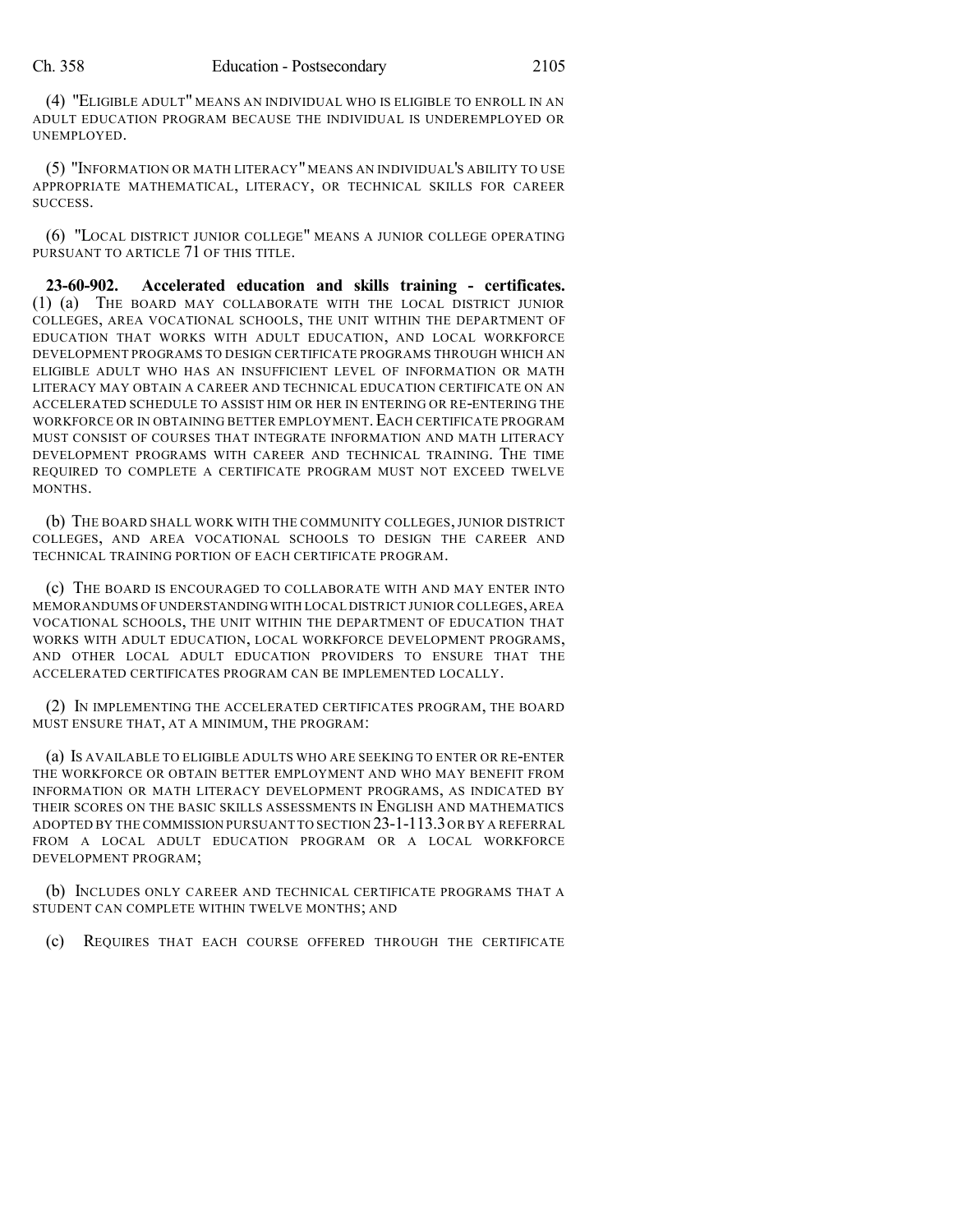(4) "ELIGIBLE ADULT" MEANS AN INDIVIDUAL WHO IS ELIGIBLE TO ENROLL IN AN ADULT EDUCATION PROGRAM BECAUSE THE INDIVIDUAL IS UNDEREMPLOYED OR UNEMPLOYED.

(5) "INFORMATION OR MATH LITERACY" MEANS AN INDIVIDUAL'S ABILITY TO USE APPROPRIATE MATHEMATICAL, LITERACY, OR TECHNICAL SKILLS FOR CAREER SUCCESS.

(6) "LOCAL DISTRICT JUNIOR COLLEGE" MEANS A JUNIOR COLLEGE OPERATING PURSUANT TO ARTICLE 71 OF THIS TITLE.

**23-60-902. Accelerated education and skills training - certificates.** (1) (a) THE BOARD MAY COLLABORATE WITH THE LOCAL DISTRICT JUNIOR COLLEGES, AREA VOCATIONAL SCHOOLS, THE UNIT WITHIN THE DEPARTMENT OF EDUCATION THAT WORKS WITH ADULT EDUCATION, AND LOCAL WORKFORCE DEVELOPMENT PROGRAMS TO DESIGN CERTIFICATE PROGRAMS THROUGH WHICH AN ELIGIBLE ADULT WHO HAS AN INSUFFICIENT LEVEL OF INFORMATION OR MATH LITERACY MAY OBTAIN A CAREER AND TECHNICAL EDUCATION CERTIFICATE ON AN ACCELERATED SCHEDULE TO ASSIST HIM OR HER IN ENTERING OR RE-ENTERING THE WORKFORCE OR IN OBTAINING BETTER EMPLOYMENT. EACH CERTIFICATE PROGRAM MUST CONSIST OF COURSES THAT INTEGRATE INFORMATION AND MATH LITERACY DEVELOPMENT PROGRAMS WITH CAREER AND TECHNICAL TRAINING. THE TIME REQUIRED TO COMPLETE A CERTIFICATE PROGRAM MUST NOT EXCEED TWELVE MONTHS.

(b) THE BOARD SHALL WORK WITH THE COMMUNITY COLLEGES, JUNIOR DISTRICT COLLEGES, AND AREA VOCATIONAL SCHOOLS TO DESIGN THE CAREER AND TECHNICAL TRAINING PORTION OF EACH CERTIFICATE PROGRAM.

(c) THE BOARD IS ENCOURAGED TO COLLABORATE WITH AND MAY ENTER INTO MEMORANDUMS OF UNDERSTANDING WITH LOCAL DISTRICT JUNIOR COLLEGES, AREA VOCATIONAL SCHOOLS, THE UNIT WITHIN THE DEPARTMENT OF EDUCATION THAT WORKS WITH ADULT EDUCATION, LOCAL WORKFORCE DEVELOPMENT PROGRAMS, AND OTHER LOCAL ADULT EDUCATION PROVIDERS TO ENSURE THAT THE ACCELERATED CERTIFICATES PROGRAM CAN BE IMPLEMENTED LOCALLY.

(2) IN IMPLEMENTING THE ACCELERATED CERTIFICATES PROGRAM, THE BOARD MUST ENSURE THAT, AT A MINIMUM, THE PROGRAM:

(a) IS AVAILABLE TO ELIGIBLE ADULTS WHO ARE SEEKING TO ENTER OR RE-ENTER THE WORKFORCE OR OBTAIN BETTER EMPLOYMENT AND WHO MAY BENEFIT FROM INFORMATION OR MATH LITERACY DEVELOPMENT PROGRAMS, AS INDICATED BY THEIR SCORES ON THE BASIC SKILLS ASSESSMENTS IN ENGLISH AND MATHEMATICS ADOPTED BY THE COMMISSION PURSUANT TO SECTION 23-1-113.3 OR BY A REFERRAL FROM A LOCAL ADULT EDUCATION PROGRAM OR A LOCAL WORKFORCE DEVELOPMENT PROGRAM;

(b) INCLUDES ONLY CAREER AND TECHNICAL CERTIFICATE PROGRAMS THAT A STUDENT CAN COMPLETE WITHIN TWELVE MONTHS; AND

(c) REQUIRES THAT EACH COURSE OFFERED THROUGH THE CERTIFICATE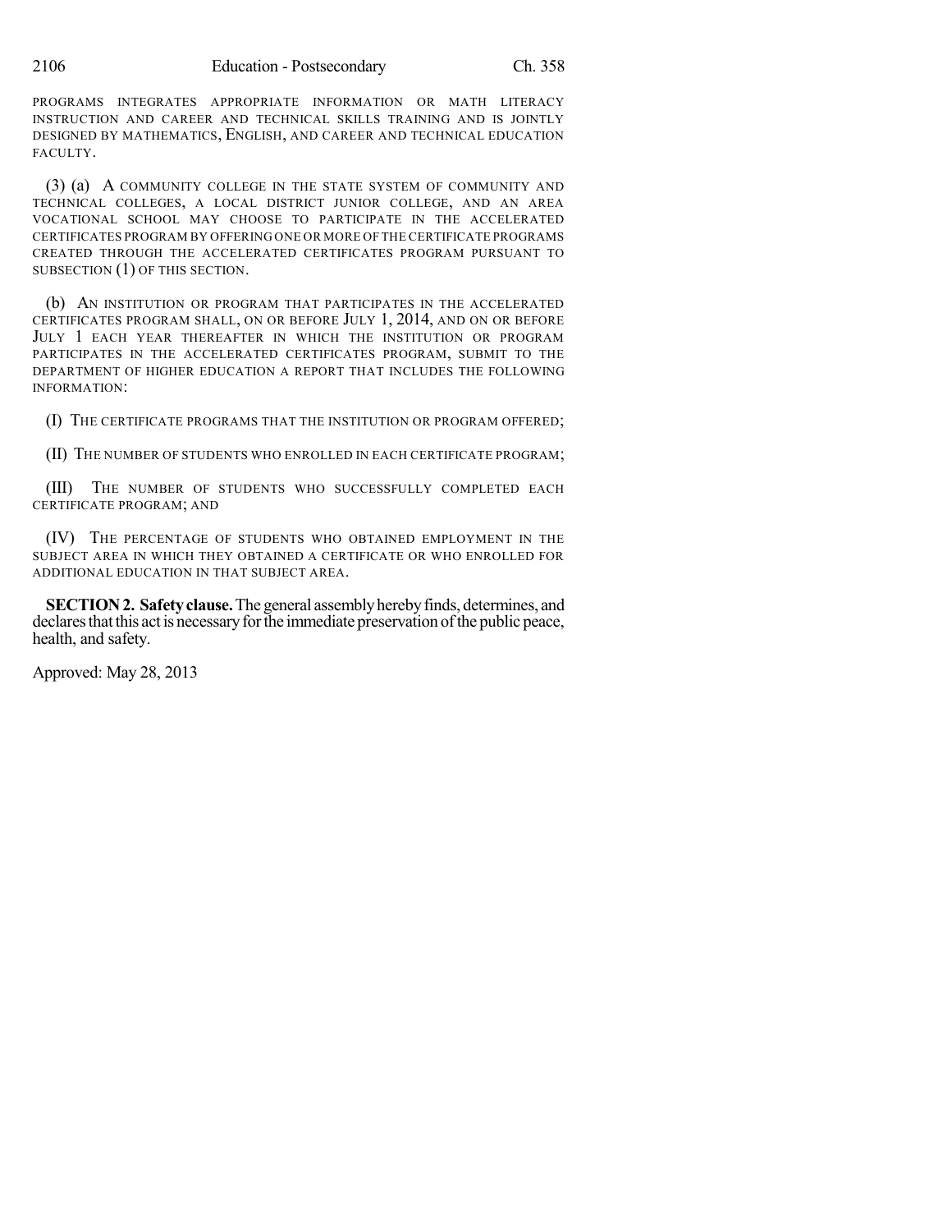PROGRAMS INTEGRATES APPROPRIATE INFORMATION OR MATH LITERACY INSTRUCTION AND CAREER AND TECHNICAL SKILLS TRAINING AND IS JOINTLY DESIGNED BY MATHEMATICS, ENGLISH, AND CAREER AND TECHNICAL EDUCATION FACULTY.

(3) (a) A COMMUNITY COLLEGE IN THE STATE SYSTEM OF COMMUNITY AND TECHNICAL COLLEGES, A LOCAL DISTRICT JUNIOR COLLEGE, AND AN AREA VOCATIONAL SCHOOL MAY CHOOSE TO PARTICIPATE IN THE ACCELERATED CERTIFICATES PROGRAM BY OFFERING ONE OR MORE OF THE CERTIFICATE PROGRAMS CREATED THROUGH THE ACCELERATED CERTIFICATES PROGRAM PURSUANT TO SUBSECTION (1) OF THIS SECTION.

(b) AN INSTITUTION OR PROGRAM THAT PARTICIPATES IN THE ACCELERATED CERTIFICATES PROGRAM SHALL, ON OR BEFORE JULY 1, 2014, AND ON OR BEFORE JULY 1 EACH YEAR THEREAFTER IN WHICH THE INSTITUTION OR PROGRAM PARTICIPATES IN THE ACCELERATED CERTIFICATES PROGRAM, SUBMIT TO THE DEPARTMENT OF HIGHER EDUCATION A REPORT THAT INCLUDES THE FOLLOWING INFORMATION:

(I) THE CERTIFICATE PROGRAMS THAT THE INSTITUTION OR PROGRAM OFFERED;

(II) THE NUMBER OF STUDENTS WHO ENROLLED IN EACH CERTIFICATE PROGRAM;

(III) THE NUMBER OF STUDENTS WHO SUCCESSFULLY COMPLETED EACH CERTIFICATE PROGRAM; AND

(IV) THE PERCENTAGE OF STUDENTS WHO OBTAINED EMPLOYMENT IN THE SUBJECT AREA IN WHICH THEY OBTAINED A CERTIFICATE OR WHO ENROLLED FOR ADDITIONAL EDUCATION IN THAT SUBJECT AREA.

**SECTION 2. Safety clause.** The general assembly hereby finds, determines, and declares that this act is necessary for the immediate preservation of the public peace, health, and safety.

Approved: May 28, 2013